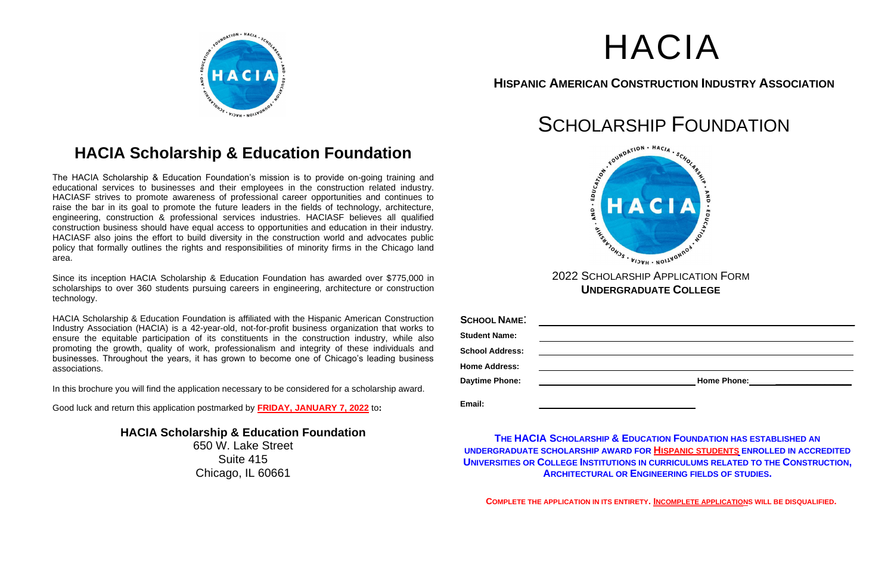## HACIA Scholarship & Education Foundation

The HACIA Scholarship & Education Foundation's mission is to provide on-going training and educational services to businesses and their employees in the construction related industry. HACIASF strives to promote awareness of professional career opportunities and continues to raise the bar in its goal to promote the future leaders in the fields of technology, architecture, engineering, construction & professional services industries. HACIASF believes all qualified construction business should have equal access to opportunities and education in their industry. HACIASF also joins the effort to build diversity in the construction world and advocates public policy that formally outlines the rights and responsibilities of minority firms in the Chicago land area.

Since its inception HACIA Scholarship & Education Foundation has awarded over $775,000 in scholarships to over 360 students pursuing careers in engineering, architecture or construction technology.

HACIA Scholarship & Education Foundation is affiliated with the Hispanic American Construction Industry Association (HACIA) is a 42-year-old, not-for-profit business organization that works to ensure the equitable participation of its constituents in the construction industry, while also promoting the growth, quality of work, professionalism and integrity of these individuals and businesses. Throughout the years, it has grown to become one of Chicago's leading business associations.

In this brochure you will find the application necessary to be considered for a scholarship award.

Good luck and return this application postmarked by **FRIDAY, JANUARY 7, 2022** to**:**

**HACIA Scholarship & Education Foundation**
650 W. Lake Street
Suite 415
Chicago, IL 60661

# HACIA

**HISPANIC AMERICAN CONSTRUCTION INDUSTRY ASSOCIATION**

# SCHOLARSHIP FOUNDATION

2022 SCHOLARSHIP APPLICATION FORM
**UNDERGRADUATE COLLEGE**

**SCHOOL NAME**: ______________________________

**Student Name:** ______________________________

**School Address:** ______________________________

**Home Address:** ______________________________

**Daytime Phone:** ____________________ **Home Phone:** ____________________

**Email:** ______________________________

**THE HACIA SCHOLARSHIP & EDUCATION FOUNDATION HAS ESTABLISHED AN UNDERGRADUATE SCHOLARSHIP AWARD FOR HISPANIC STUDENTS ENROLLED IN ACCREDITED UNIVERSITIES OR COLLEGE INSTITUTIONS IN CURRICULUMS RELATED TO THE CONSTRUCTION, ARCHITECTURAL OR ENGINEERING FIELDS OF STUDIES.**

**COMPLETE THE APPLICATION IN ITS ENTIRETY. INCOMPLETE APPLICATIONS WILL BE DISQUALIFIED.**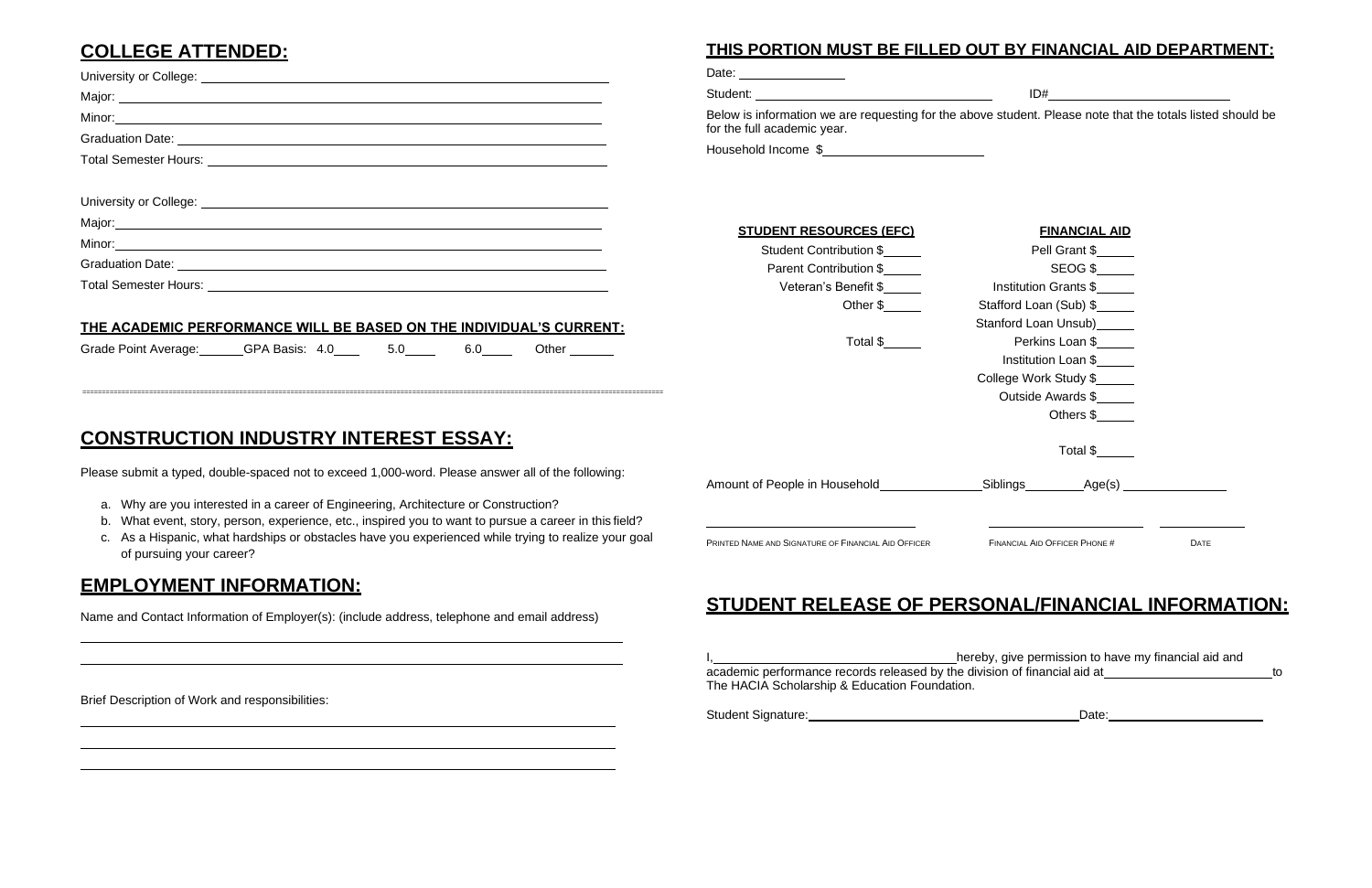## COLLEGE ATTENDED:

University or College: \_\_\_\_\_\_\_\_\_\_\_\_\_\_\_\_\_\_\_\_

Major: \_\_\_\_\_\_\_\_\_\_\_\_\_\_\_\_\_\_\_\_

Minor: \_\_\_\_\_\_\_\_\_\_\_\_\_\_\_\_\_\_\_\_

Graduation Date: \_\_\_\_\_\_\_\_\_\_\_\_\_\_\_\_\_\_\_\_

Total Semester Hours: \_\_\_\_\_\_\_\_\_\_\_\_\_\_\_\_\_\_\_\_

University or College: \_\_\_\_\_\_\_\_\_\_\_\_\_\_\_\_\_\_\_\_

Major: \_\_\_\_\_\_\_\_\_\_\_\_\_\_\_\_\_\_\_\_

Minor: \_\_\_\_\_\_\_\_\_\_\_\_\_\_\_\_\_\_\_\_

Graduation Date: \_\_\_\_\_\_\_\_\_\_\_\_\_\_\_\_\_\_\_\_

Total Semester Hours: \_\_\_\_\_\_\_\_\_\_\_\_\_\_\_\_\_\_\_\_

**THE ACADEMIC PERFORMANCE WILL BE BASED ON THE INDIVIDUAL'S CURRENT:**

Grade Point Average: \_\_\_\_\_\_ GPA Basis: 4.0 \_\_\_\_ 5.0 \_\_\_\_ 6.0 \_\_\_\_ Other \_\_\_\_\_\_

## CONSTRUCTION INDUSTRY INTEREST ESSAY:

Please submit a typed, double-spaced not to exceed 1,000-word. Please answer all of the following:

a. Why are you interested in a career of Engineering, Architecture or Construction?
b. What event, story, person, experience, etc., inspired you to want to pursue a career in this field?
c. As a Hispanic, what hardships or obstacles have you experienced while trying to realize your goal of pursuing your career?

## EMPLOYMENT INFORMATION:

Name and Contact Information of Employer(s): (include address, telephone and email address)

\_\_\_\_\_\_\_\_\_\_\_\_\_\_\_\_\_\_\_\_

\_\_\_\_\_\_\_\_\_\_\_\_\_\_\_\_\_\_\_\_

Brief Description of Work and responsibilities:

\_\_\_\_\_\_\_\_\_\_\_\_\_\_\_\_\_\_\_\_

\_\_\_\_\_\_\_\_\_\_\_\_\_\_\_\_\_\_\_\_

\_\_\_\_\_\_\_\_\_\_\_\_\_\_\_\_\_\_\_\_

### THIS PORTION MUST BE FILLED OUT BY FINANCIAL AID DEPARTMENT:

Date: \_\_\_\_\_\_\_\_\_\_

Student: \_\_\_\_\_\_\_\_\_\_\_\_\_\_\_\_\_\_\_\_ ID# \_\_\_\_\_\_\_\_\_\_\_\_\_\_\_\_\_\_\_\_

Below is information we are requesting for the above student. Please note that the totals listed should be for the full academic year.

Household Income $ \_\_\_\_\_\_\_\_\_\_\_\_\_\_\_\_\_\_\_\_

| STUDENT RESOURCES (EFC) | FINANCIAL AID |
|---|---|
| Student Contribution $\_\_\_\_\_ | Pell Grant $\_\_\_\_\_ |
| Parent Contribution $\_\_\_\_\_ | SEOG $\_\_\_\_\_ |
| Veteran's Benefit $\_\_\_\_\_ | Institution Grants $\_\_\_\_\_ |
| Other $\_\_\_\_\_ | Stafford Loan (Sub) $\_\_\_\_\_ |
| | Stanford Loan Unsub) \_\_\_\_\_ |
| Total $\_\_\_\_\_ | Perkins Loan $\_\_\_\_\_ |
| | Institution Loan $\_\_\_\_\_ |
| | College Work Study $\_\_\_\_\_ |
| | Outside Awards $\_\_\_\_\_ |
| | Others $\_\_\_\_\_ |
| | Total $\_\_\_\_\_ |

Amount of People in Household \_\_\_\_\_\_\_\_\_\_ Siblings \_\_\_\_\_\_ Age(s) \_\_\_\_\_\_\_\_\_\_

\_\_\_\_\_\_\_\_\_\_\_\_\_\_\_\_\_\_\_\_ \_\_\_\_\_\_\_\_\_\_\_\_\_\_\_\_\_\_\_\_ \_\_\_\_\_\_\_\_\_\_

PRINTED NAME AND SIGNATURE OF FINANCIAL AID OFFICER — FINANCIAL AID OFFICER PHONE # — DATE

## STUDENT RELEASE OF PERSONAL/FINANCIAL INFORMATION:

I, \_\_\_\_\_\_\_\_\_\_\_\_\_\_\_\_\_\_\_\_ hereby, give permission to have my financial aid and academic performance records released by the division of financial aid at \_\_\_\_\_\_\_\_\_\_\_\_\_\_\_\_\_\_\_\_ to The HACIA Scholarship & Education Foundation.

Student Signature: \_\_\_\_\_\_\_\_\_\_\_\_\_\_\_\_\_\_\_\_ Date: \_\_\_\_\_\_\_\_\_\_\_\_\_\_\_\_\_\_\_\_